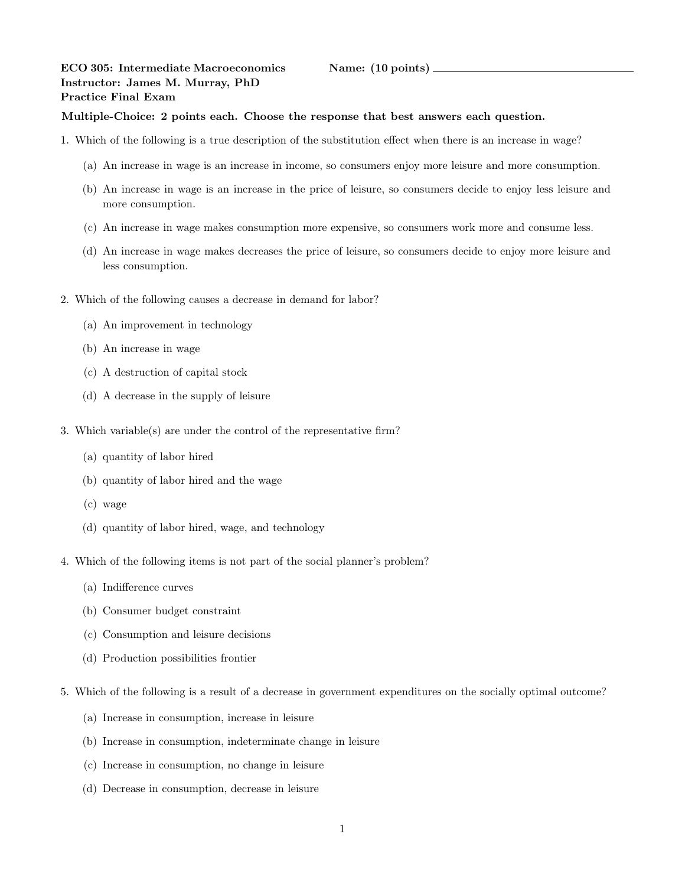**ECO 305: Intermediate Macroeconomics** **Name: (10 points)** ______________________

**Instructor: James M. Murray, PhD**

**Practice Final Exam**

**Multiple-Choice: 2 points each. Choose the response that best answers each question.**

1. Which of the following is a true description of the substitution effect when there is an increase in wage?

   (a) An increase in wage is an increase in income, so consumers enjoy more leisure and more consumption.

   (b) An increase in wage is an increase in the price of leisure, so consumers decide to enjoy less leisure and more consumption.

   (c) An increase in wage makes consumption more expensive, so consumers work more and consume less.

   (d) An increase in wage makes decreases the price of leisure, so consumers decide to enjoy more leisure and less consumption.

2. Which of the following causes a decrease in demand for labor?

   (a) An improvement in technology

   (b) An increase in wage

   (c) A destruction of capital stock

   (d) A decrease in the supply of leisure

3. Which variable(s) are under the control of the representative firm?

   (a) quantity of labor hired

   (b) quantity of labor hired and the wage

   (c) wage

   (d) quantity of labor hired, wage, and technology

4. Which of the following items is not part of the social planner's problem?

   (a) Indifference curves

   (b) Consumer budget constraint

   (c) Consumption and leisure decisions

   (d) Production possibilities frontier

5. Which of the following is a result of a decrease in government expenditures on the socially optimal outcome?

   (a) Increase in consumption, increase in leisure

   (b) Increase in consumption, indeterminate change in leisure

   (c) Increase in consumption, no change in leisure

   (d) Decrease in consumption, decrease in leisure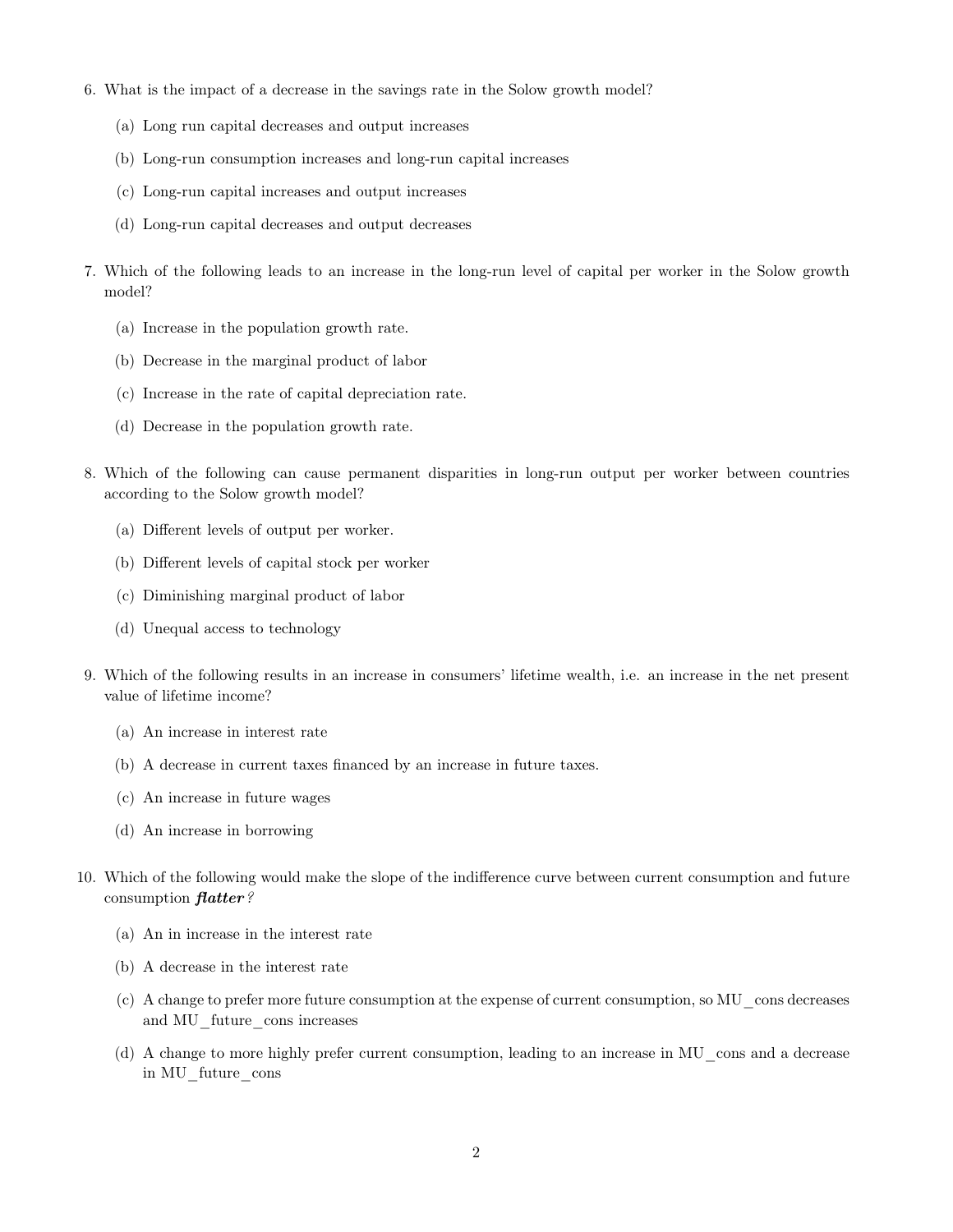6. What is the impact of a decrease in the savings rate in the Solow growth model?

   (a) Long run capital decreases and output increases

   (b) Long-run consumption increases and long-run capital increases

   (c) Long-run capital increases and output increases

   (d) Long-run capital decreases and output decreases

7. Which of the following leads to an increase in the long-run level of capital per worker in the Solow growth model?

   (a) Increase in the population growth rate.

   (b) Decrease in the marginal product of labor

   (c) Increase in the rate of capital depreciation rate.

   (d) Decrease in the population growth rate.

8. Which of the following can cause permanent disparities in long-run output per worker between countries according to the Solow growth model?

   (a) Different levels of output per worker.

   (b) Different levels of capital stock per worker

   (c) Diminishing marginal product of labor

   (d) Unequal access to technology

9. Which of the following results in an increase in consumers' lifetime wealth, i.e. an increase in the net present value of lifetime income?

   (a) An increase in interest rate

   (b) A decrease in current taxes financed by an increase in future taxes.

   (c) An increase in future wages

   (d) An increase in borrowing

10. Which of the following would make the slope of the indifference curve between current consumption and future consumption ***flatter***?

    (a) An in increase in the interest rate

    (b) A decrease in the interest rate

    (c) A change to prefer more future consumption at the expense of current consumption, so MU_cons decreases and MU_future_cons increases

    (d) A change to more highly prefer current consumption, leading to an increase in MU_cons and a decrease in MU_future_cons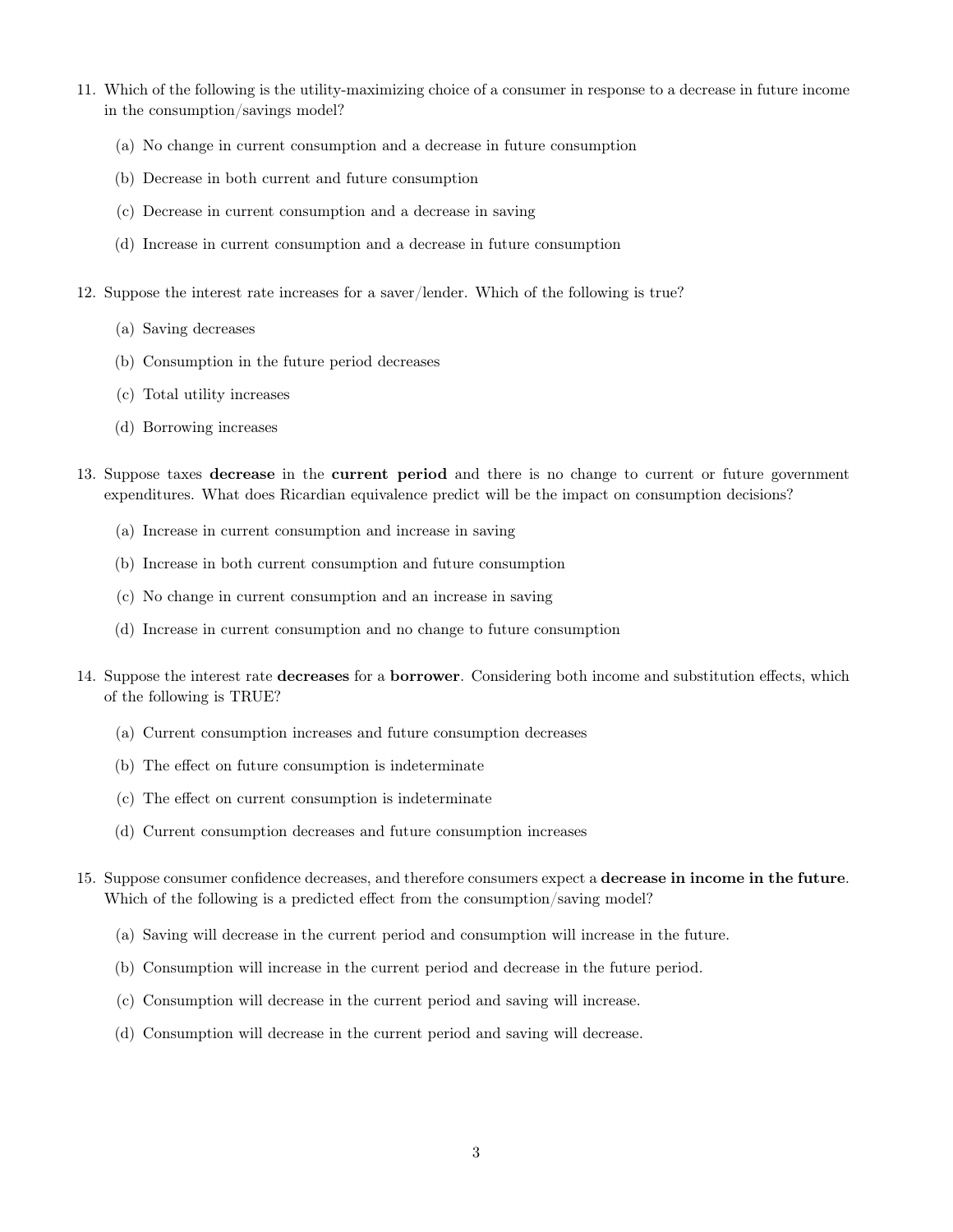11. Which of the following is the utility-maximizing choice of a consumer in response to a decrease in future income in the consumption/savings model?

    (a) No change in current consumption and a decrease in future consumption

    (b) Decrease in both current and future consumption

    (c) Decrease in current consumption and a decrease in saving

    (d) Increase in current consumption and a decrease in future consumption

12. Suppose the interest rate increases for a saver/lender. Which of the following is true?

    (a) Saving decreases

    (b) Consumption in the future period decreases

    (c) Total utility increases

    (d) Borrowing increases

13. Suppose taxes **decrease** in the **current period** and there is no change to current or future government expenditures. What does Ricardian equivalence predict will be the impact on consumption decisions?

    (a) Increase in current consumption and increase in saving

    (b) Increase in both current consumption and future consumption

    (c) No change in current consumption and an increase in saving

    (d) Increase in current consumption and no change to future consumption

14. Suppose the interest rate **decreases** for a **borrower**. Considering both income and substitution effects, which of the following is TRUE?

    (a) Current consumption increases and future consumption decreases

    (b) The effect on future consumption is indeterminate

    (c) The effect on current consumption is indeterminate

    (d) Current consumption decreases and future consumption increases

15. Suppose consumer confidence decreases, and therefore consumers expect a **decrease in income in the future**. Which of the following is a predicted effect from the consumption/saving model?

    (a) Saving will decrease in the current period and consumption will increase in the future.

    (b) Consumption will increase in the current period and decrease in the future period.

    (c) Consumption will decrease in the current period and saving will increase.

    (d) Consumption will decrease in the current period and saving will decrease.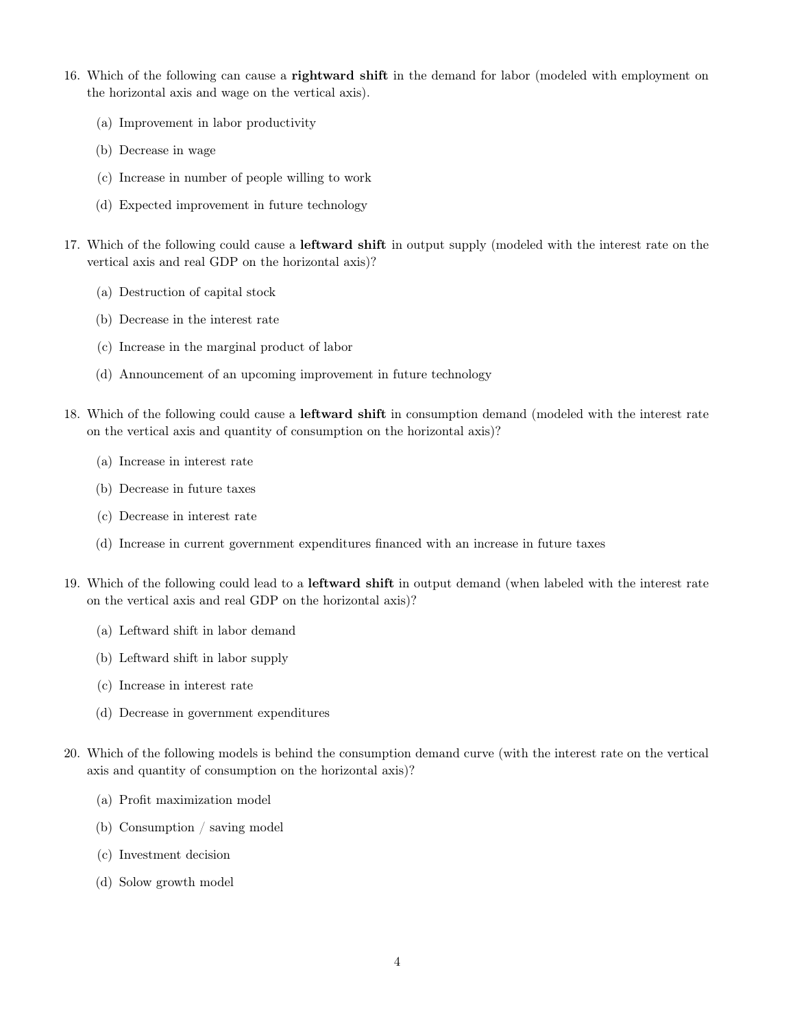16. Which of the following can cause a **rightward shift** in the demand for labor (modeled with employment on the horizontal axis and wage on the vertical axis).

    (a) Improvement in labor productivity

    (b) Decrease in wage

    (c) Increase in number of people willing to work

    (d) Expected improvement in future technology

17. Which of the following could cause a **leftward shift** in output supply (modeled with the interest rate on the vertical axis and real GDP on the horizontal axis)?

    (a) Destruction of capital stock

    (b) Decrease in the interest rate

    (c) Increase in the marginal product of labor

    (d) Announcement of an upcoming improvement in future technology

18. Which of the following could cause a **leftward shift** in consumption demand (modeled with the interest rate on the vertical axis and quantity of consumption on the horizontal axis)?

    (a) Increase in interest rate

    (b) Decrease in future taxes

    (c) Decrease in interest rate

    (d) Increase in current government expenditures financed with an increase in future taxes

19. Which of the following could lead to a **leftward shift** in output demand (when labeled with the interest rate on the vertical axis and real GDP on the horizontal axis)?

    (a) Leftward shift in labor demand

    (b) Leftward shift in labor supply

    (c) Increase in interest rate

    (d) Decrease in government expenditures

20. Which of the following models is behind the consumption demand curve (with the interest rate on the vertical axis and quantity of consumption on the horizontal axis)?

    (a) Profit maximization model

    (b) Consumption / saving model

    (c) Investment decision

    (d) Solow growth model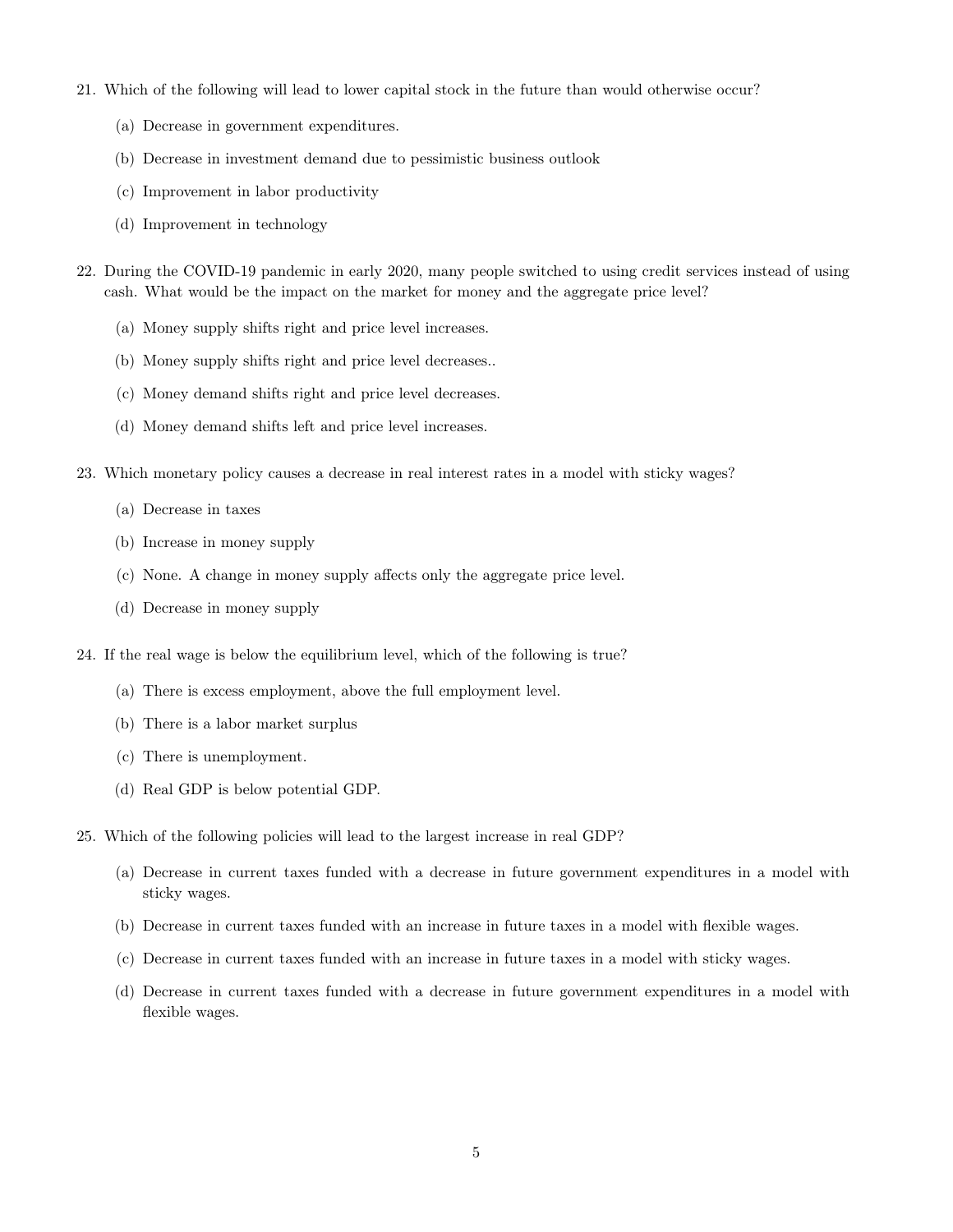21. Which of the following will lead to lower capital stock in the future than would otherwise occur?

    (a) Decrease in government expenditures.

    (b) Decrease in investment demand due to pessimistic business outlook

    (c) Improvement in labor productivity

    (d) Improvement in technology

22. During the COVID-19 pandemic in early 2020, many people switched to using credit services instead of using cash. What would be the impact on the market for money and the aggregate price level?

    (a) Money supply shifts right and price level increases.

    (b) Money supply shifts right and price level decreases..

    (c) Money demand shifts right and price level decreases.

    (d) Money demand shifts left and price level increases.

23. Which monetary policy causes a decrease in real interest rates in a model with sticky wages?

    (a) Decrease in taxes

    (b) Increase in money supply

    (c) None. A change in money supply affects only the aggregate price level.

    (d) Decrease in money supply

24. If the real wage is below the equilibrium level, which of the following is true?

    (a) There is excess employment, above the full employment level.

    (b) There is a labor market surplus

    (c) There is unemployment.

    (d) Real GDP is below potential GDP.

25. Which of the following policies will lead to the largest increase in real GDP?

    (a) Decrease in current taxes funded with a decrease in future government expenditures in a model with sticky wages.

    (b) Decrease in current taxes funded with an increase in future taxes in a model with flexible wages.

    (c) Decrease in current taxes funded with an increase in future taxes in a model with sticky wages.

    (d) Decrease in current taxes funded with a decrease in future government expenditures in a model with flexible wages.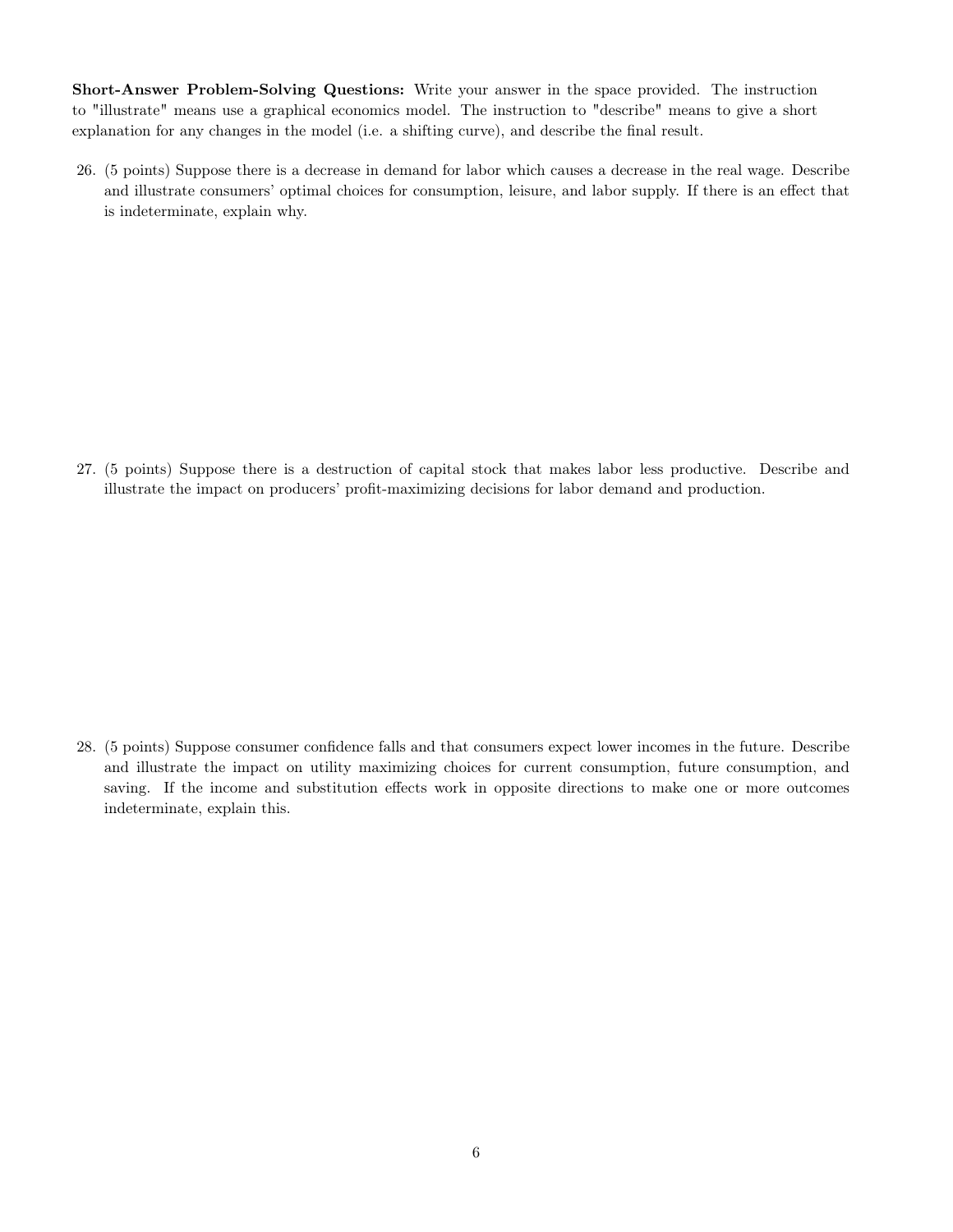**Short-Answer Problem-Solving Questions:** Write your answer in the space provided. The instruction to "illustrate" means use a graphical economics model. The instruction to "describe" means to give a short explanation for any changes in the model (i.e. a shifting curve), and describe the final result.

26. (5 points) Suppose there is a decrease in demand for labor which causes a decrease in the real wage. Describe and illustrate consumers' optimal choices for consumption, leisure, and labor supply. If there is an effect that is indeterminate, explain why.

27. (5 points) Suppose there is a destruction of capital stock that makes labor less productive. Describe and illustrate the impact on producers' profit-maximizing decisions for labor demand and production.

28. (5 points) Suppose consumer confidence falls and that consumers expect lower incomes in the future. Describe and illustrate the impact on utility maximizing choices for current consumption, future consumption, and saving. If the income and substitution effects work in opposite directions to make one or more outcomes indeterminate, explain this.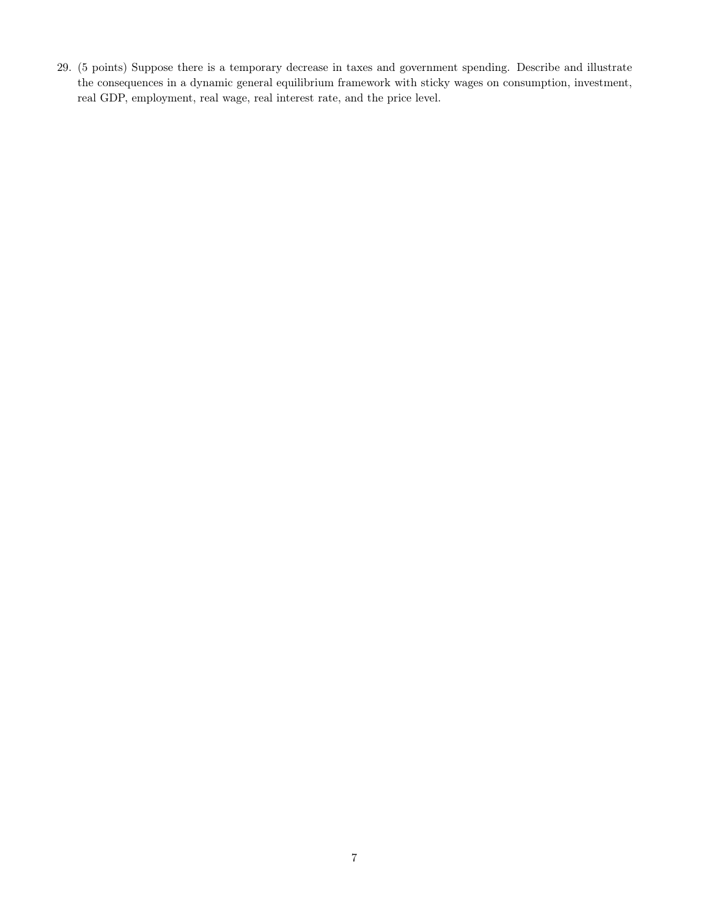29. (5 points) Suppose there is a temporary decrease in taxes and government spending. Describe and illustrate the consequences in a dynamic general equilibrium framework with sticky wages on consumption, investment, real GDP, employment, real wage, real interest rate, and the price level.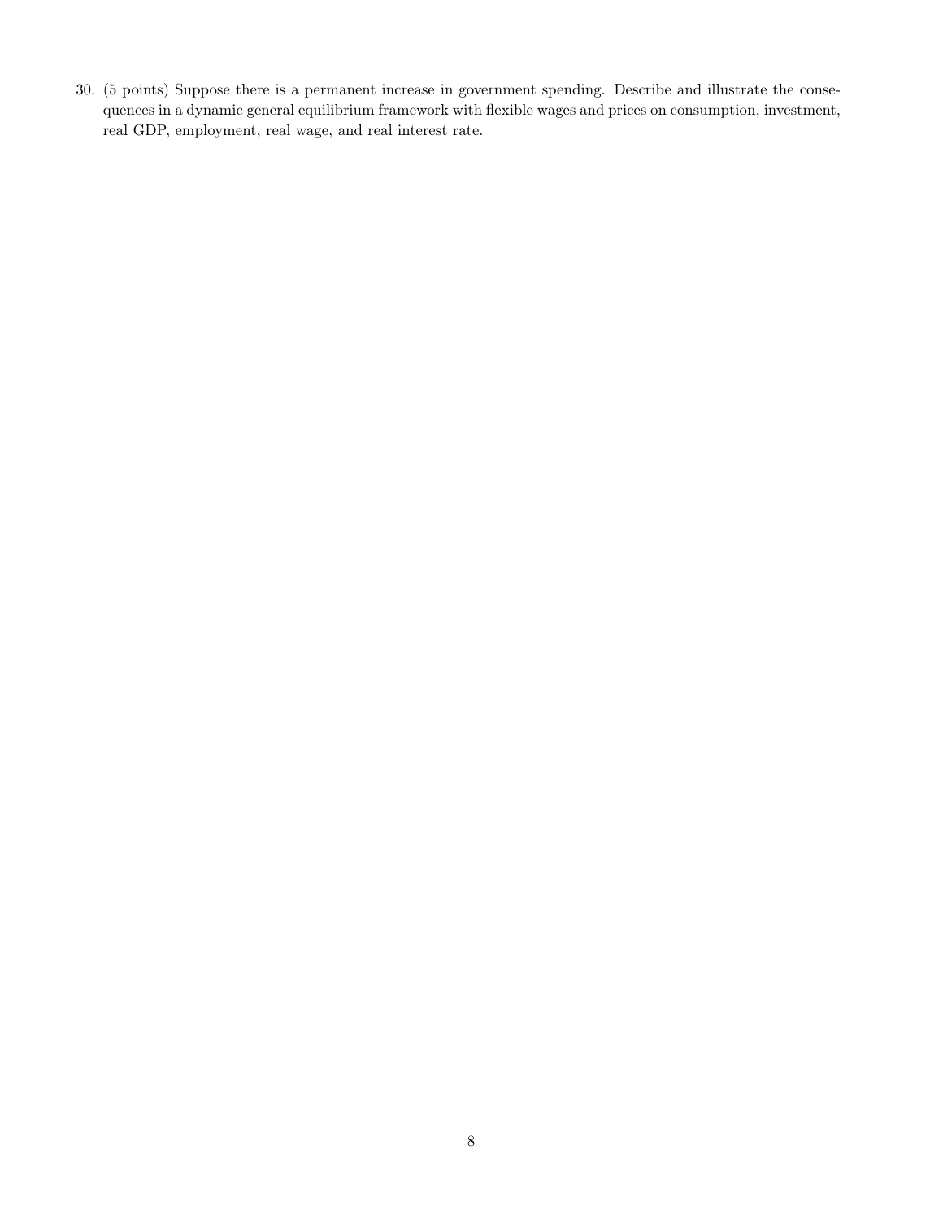30. (5 points) Suppose there is a permanent increase in government spending. Describe and illustrate the consequences in a dynamic general equilibrium framework with flexible wages and prices on consumption, investment, real GDP, employment, real wage, and real interest rate.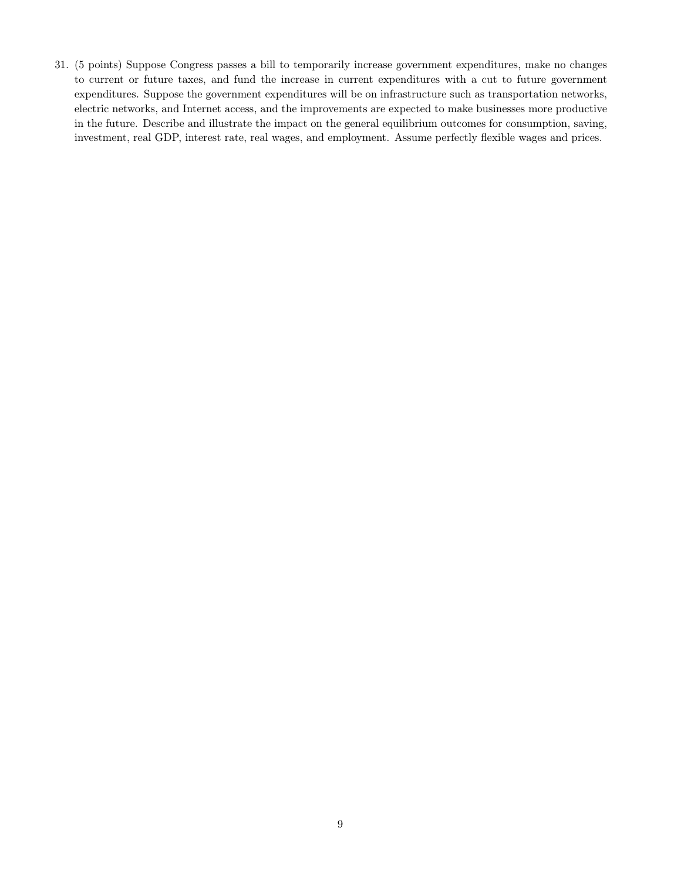31. (5 points) Suppose Congress passes a bill to temporarily increase government expenditures, make no changes to current or future taxes, and fund the increase in current expenditures with a cut to future government expenditures. Suppose the government expenditures will be on infrastructure such as transportation networks, electric networks, and Internet access, and the improvements are expected to make businesses more productive in the future. Describe and illustrate the impact on the general equilibrium outcomes for consumption, saving, investment, real GDP, interest rate, real wages, and employment. Assume perfectly flexible wages and prices.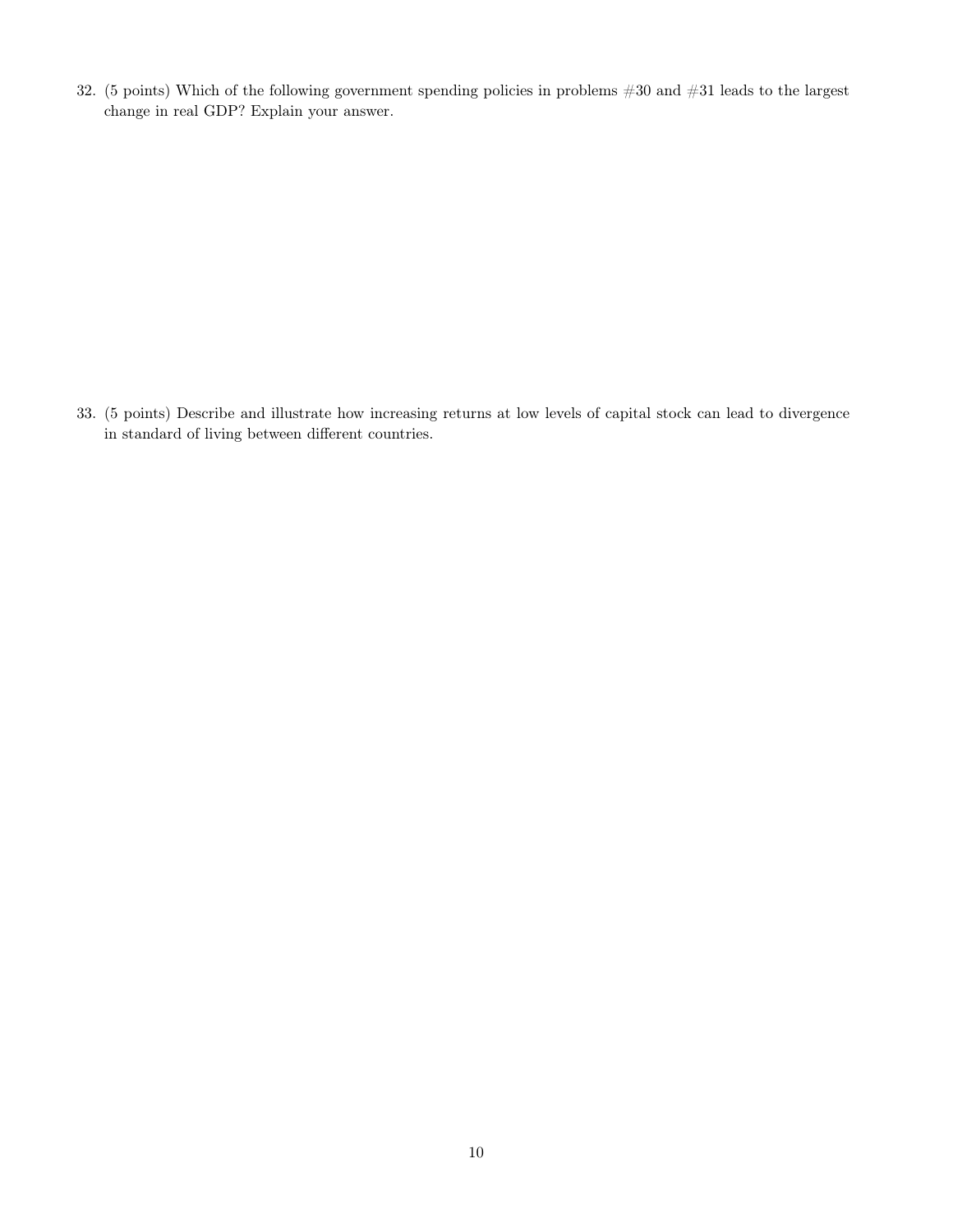32. (5 points) Which of the following government spending policies in problems #30 and #31 leads to the largest change in real GDP? Explain your answer.

33. (5 points) Describe and illustrate how increasing returns at low levels of capital stock can lead to divergence in standard of living between different countries.